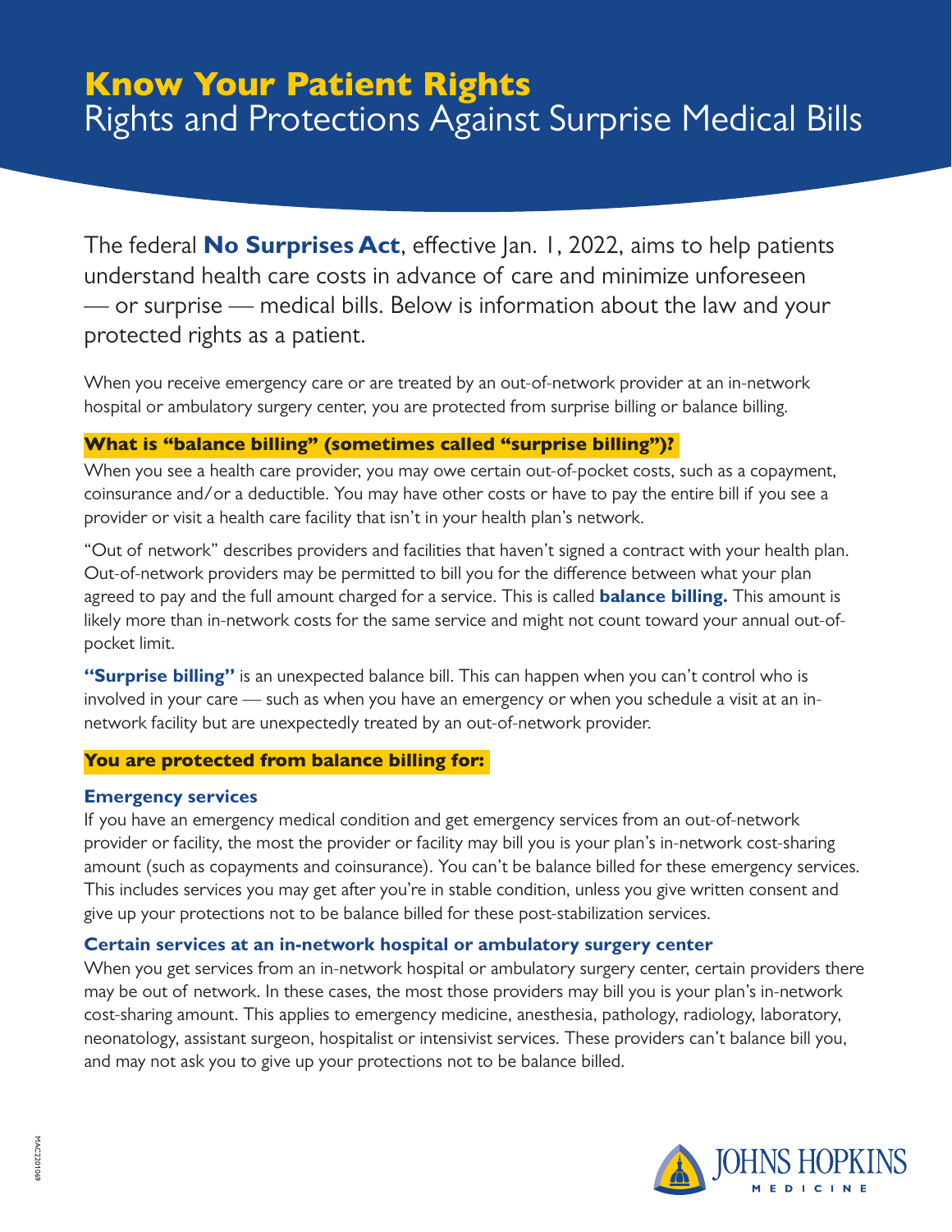# Know Your Patient Rights

## Rights and Protections Against Surprise Medical Bills

The federal **No Surprises Act**, effective Jan. 1, 2022, aims to help patients understand health care costs in advance of care and minimize unforeseen — or surprise — medical bills. Below is information about the law and your protected rights as a patient.

When you receive emergency care or are treated by an out-of-network provider at an in-network hospital or ambulatory surgery center, you are protected from surprise billing or balance billing.

### What is "balance billing" (sometimes called "surprise billing")?

When you see a health care provider, you may owe certain out-of-pocket costs, such as a copayment, coinsurance and/or a deductible. You may have other costs or have to pay the entire bill if you see a provider or visit a health care facility that isn't in your health plan's network.

"Out of network" describes providers and facilities that haven't signed a contract with your health plan. Out-of-network providers may be permitted to bill you for the difference between what your plan agreed to pay and the full amount charged for a service. This is called **balance billing.** This amount is likely more than in-network costs for the same service and might not count toward your annual out-of-pocket limit.

**"Surprise billing"** is an unexpected balance bill. This can happen when you can't control who is involved in your care — such as when you have an emergency or when you schedule a visit at an in-network facility but are unexpectedly treated by an out-of-network provider.

### You are protected from balance billing for:

#### Emergency services

If you have an emergency medical condition and get emergency services from an out-of-network provider or facility, the most the provider or facility may bill you is your plan's in-network cost-sharing amount (such as copayments and coinsurance). You can't be balance billed for these emergency services. This includes services you may get after you're in stable condition, unless you give written consent and give up your protections not to be balance billed for these post-stabilization services.

#### Certain services at an in-network hospital or ambulatory surgery center

When you get services from an in-network hospital or ambulatory surgery center, certain providers there may be out of network. In these cases, the most those providers may bill you is your plan's in-network cost-sharing amount. This applies to emergency medicine, anesthesia, pathology, radiology, laboratory, neonatology, assistant surgeon, hospitalist or intensivist services. These providers can't balance bill you, and may not ask you to give up your protections not to be balance billed.

MAC2201069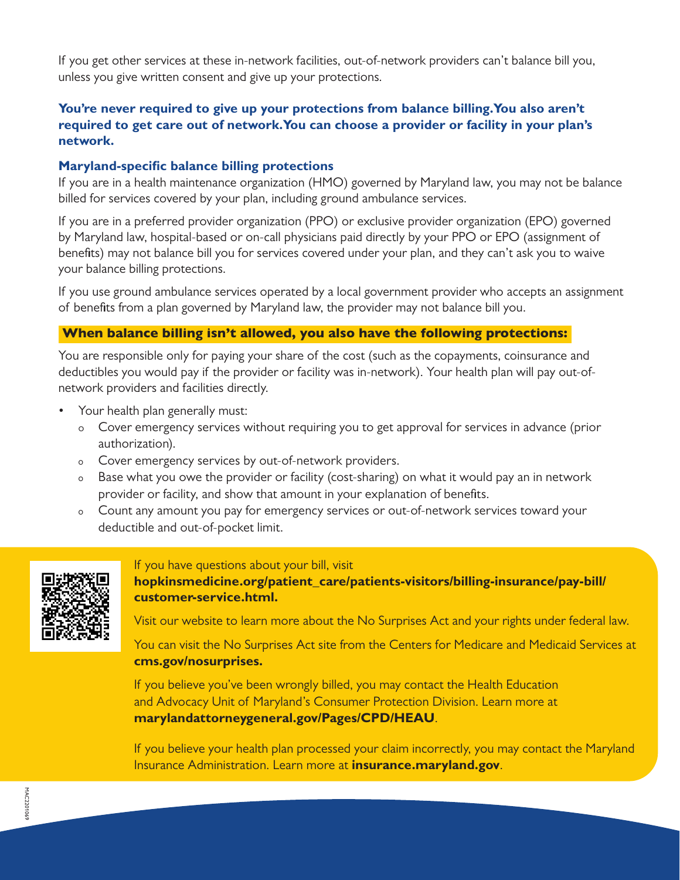If you get other services at these in-network facilities, out-of-network providers can't balance bill you, unless you give written consent and give up your protections.

**You're never required to give up your protections from balance billing. You also aren't required to get care out of network. You can choose a provider or facility in your plan's network.**

### Maryland-specific balance billing protections

If you are in a health maintenance organization (HMO) governed by Maryland law, you may not be balance billed for services covered by your plan, including ground ambulance services.

If you are in a preferred provider organization (PPO) or exclusive provider organization (EPO) governed by Maryland law, hospital-based or on-call physicians paid directly by your PPO or EPO (assignment of benefits) may not balance bill you for services covered under your plan, and they can't ask you to waive your balance billing protections.

If you use ground ambulance services operated by a local government provider who accepts an assignment of benefits from a plan governed by Maryland law, the provider may not balance bill you.

### When balance billing isn't allowed, you also have the following protections:

You are responsible only for paying your share of the cost (such as the copayments, coinsurance and deductibles you would pay if the provider or facility was in-network). Your health plan will pay out-of-network providers and facilities directly.

- Your health plan generally must:
  - Cover emergency services without requiring you to get approval for services in advance (prior authorization).
  - Cover emergency services by out-of-network providers.
  - Base what you owe the provider or facility (cost-sharing) on what it would pay an in network provider or facility, and show that amount in your explanation of benefits.
  - Count any amount you pay for emergency services or out-of-network services toward your deductible and out-of-pocket limit.

If you have questions about your bill, visit **hopkinsmedicine.org/patient_care/patients-visitors/billing-insurance/pay-bill/customer-service.html.**

Visit our website to learn more about the No Surprises Act and your rights under federal law.

You can visit the No Surprises Act site from the Centers for Medicare and Medicaid Services at **cms.gov/nosurprises.**

If you believe you've been wrongly billed, you may contact the Health Education and Advocacy Unit of Maryland's Consumer Protection Division. Learn more at **marylandattorneygeneral.gov/Pages/CPD/HEAU**.

If you believe your health plan processed your claim incorrectly, you may contact the Maryland Insurance Administration. Learn more at **insurance.maryland.gov**.

MAC2201069